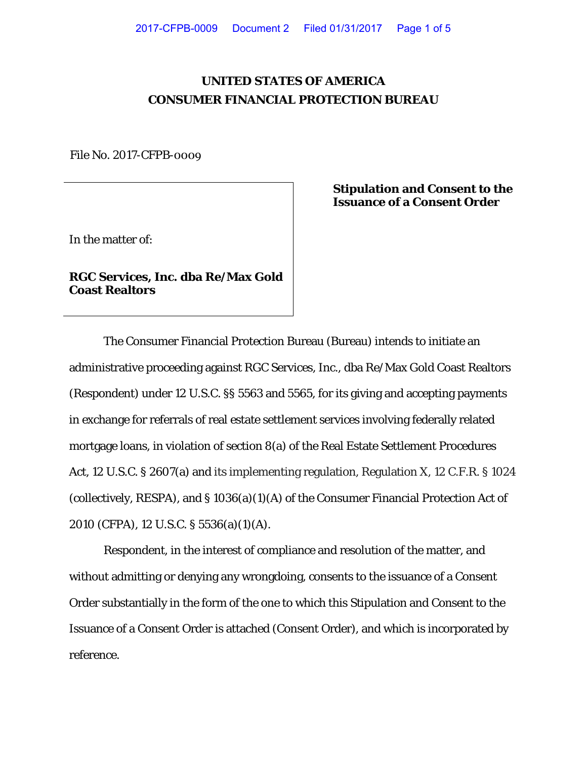# UNITED STATES OF AMERICA
# CONSUMER FINANCIAL PROTECTION BUREAU

File No. 2017-CFPB-0009

| In the matter of: **RGC Services, Inc. dba Re/Max Gold Coast Realtors** | **Stipulation and Consent to the Issuance of a Consent Order** |
| --- | --- |

The Consumer Financial Protection Bureau (Bureau) intends to initiate an administrative proceeding against RGC Services, Inc., dba Re/Max Gold Coast Realtors (Respondent) under 12 U.S.C. §§ 5563 and 5565, for its giving and accepting payments in exchange for referrals of real estate settlement services involving federally related mortgage loans, in violation of section 8(a) of the Real Estate Settlement Procedures Act, 12 U.S.C. § 2607(a) and its implementing regulation, Regulation X, 12 C.F.R. § 1024 (collectively, RESPA), and § 1036(a)(1)(A) of the Consumer Financial Protection Act of 2010 (CFPA), 12 U.S.C. § 5536(a)(1)(A).

Respondent, in the interest of compliance and resolution of the matter, and without admitting or denying any wrongdoing, consents to the issuance of a Consent Order substantially in the form of the one to which this Stipulation and Consent to the Issuance of a Consent Order is attached (Consent Order), and which is incorporated by reference.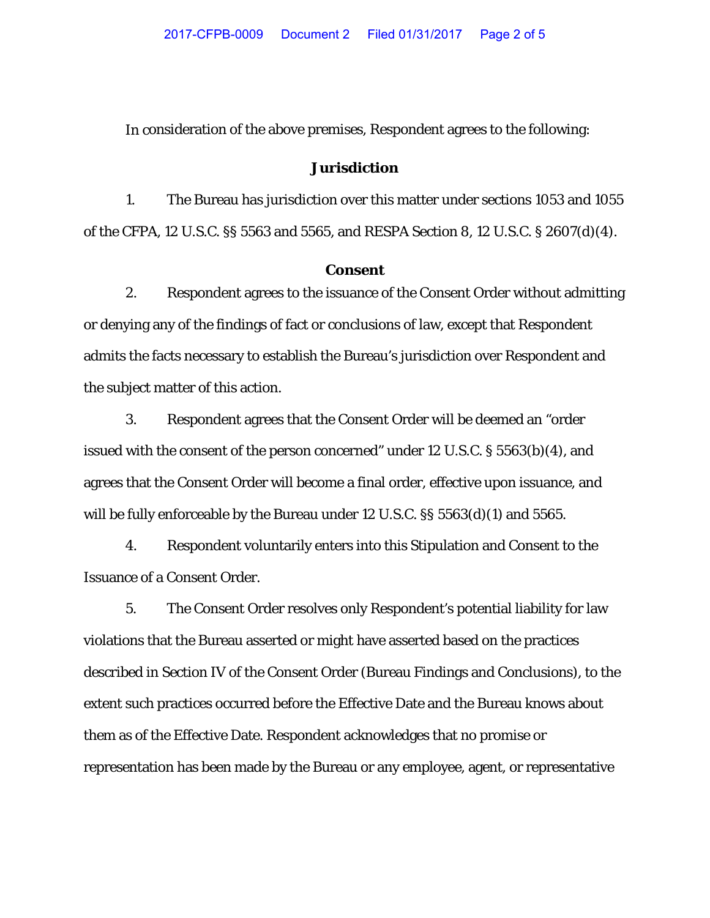In consideration of the above premises, Respondent agrees to the following:

## Jurisdiction

1. The Bureau has jurisdiction over this matter under sections 1053 and 1055 of the CFPA, 12 U.S.C. §§ 5563 and 5565, and RESPA Section 8, 12 U.S.C. § 2607(d)(4).

## Consent

2. Respondent agrees to the issuance of the Consent Order without admitting or denying any of the findings of fact or conclusions of law, except that Respondent admits the facts necessary to establish the Bureau's jurisdiction over Respondent and the subject matter of this action.

3. Respondent agrees that the Consent Order will be deemed an "order issued with the consent of the person concerned" under 12 U.S.C. § 5563(b)(4), and agrees that the Consent Order will become a final order, effective upon issuance, and will be fully enforceable by the Bureau under 12 U.S.C. §§ 5563(d)(1) and 5565.

4. Respondent voluntarily enters into this Stipulation and Consent to the Issuance of a Consent Order.

5. The Consent Order resolves only Respondent's potential liability for law violations that the Bureau asserted or might have asserted based on the practices described in Section IV of the Consent Order (Bureau Findings and Conclusions), to the extent such practices occurred before the Effective Date and the Bureau knows about them as of the Effective Date. Respondent acknowledges that no promise or representation has been made by the Bureau or any employee, agent, or representative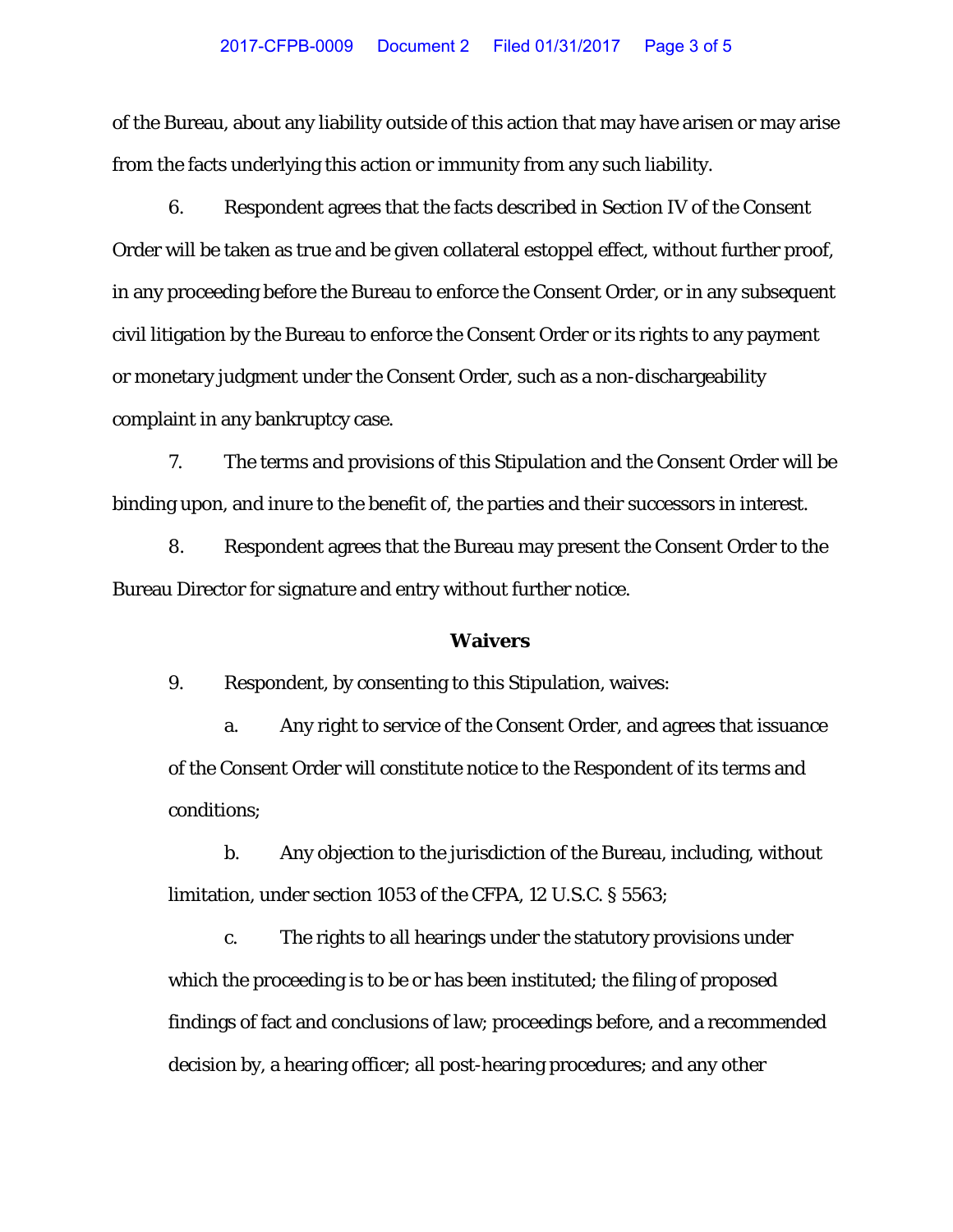of the Bureau, about any liability outside of this action that may have arisen or may arise from the facts underlying this action or immunity from any such liability.

6. Respondent agrees that the facts described in Section IV of the Consent Order will be taken as true and be given collateral estoppel effect, without further proof, in any proceeding before the Bureau to enforce the Consent Order, or in any subsequent civil litigation by the Bureau to enforce the Consent Order or its rights to any payment or monetary judgment under the Consent Order, such as a non-dischargeability complaint in any bankruptcy case.

7. The terms and provisions of this Stipulation and the Consent Order will be binding upon, and inure to the benefit of, the parties and their successors in interest.

8. Respondent agrees that the Bureau may present the Consent Order to the Bureau Director for signature and entry without further notice.

## Waivers

9. Respondent, by consenting to this Stipulation, waives:

a. Any right to service of the Consent Order, and agrees that issuance of the Consent Order will constitute notice to the Respondent of its terms and conditions;

b. Any objection to the jurisdiction of the Bureau, including, without limitation, under section 1053 of the CFPA, 12 U.S.C. § 5563;

c. The rights to all hearings under the statutory provisions under which the proceeding is to be or has been instituted; the filing of proposed findings of fact and conclusions of law; proceedings before, and a recommended decision by, a hearing officer; all post-hearing procedures; and any other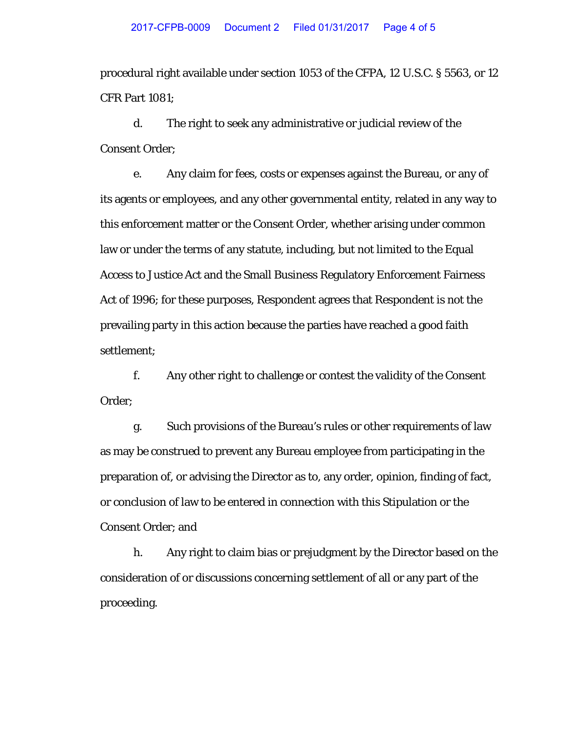procedural right available under section 1053 of the CFPA, 12 U.S.C. § 5563, or 12 CFR Part 1081;

d. The right to seek any administrative or judicial review of the Consent Order;

e. Any claim for fees, costs or expenses against the Bureau, or any of its agents or employees, and any other governmental entity, related in any way to this enforcement matter or the Consent Order, whether arising under common law or under the terms of any statute, including, but not limited to the Equal Access to Justice Act and the Small Business Regulatory Enforcement Fairness Act of 1996; for these purposes, Respondent agrees that Respondent is not the prevailing party in this action because the parties have reached a good faith settlement;

f. Any other right to challenge or contest the validity of the Consent Order;

g. Such provisions of the Bureau's rules or other requirements of law as may be construed to prevent any Bureau employee from participating in the preparation of, or advising the Director as to, any order, opinion, finding of fact, or conclusion of law to be entered in connection with this Stipulation or the Consent Order; and

h. Any right to claim bias or prejudgment by the Director based on the consideration of or discussions concerning settlement of all or any part of the proceeding.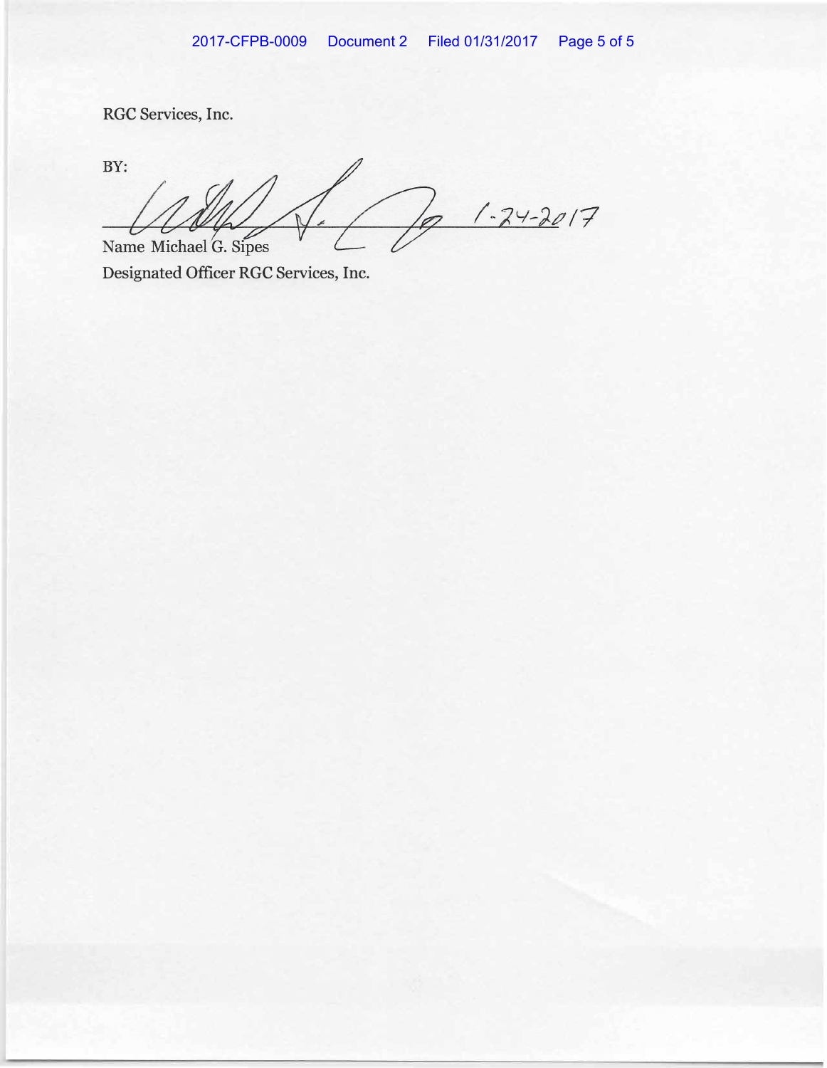RGC Services, Inc.

BY:

_________________________ 1-24-2017

Name Michael G. Sipes

Designated Officer RGC Services, Inc.